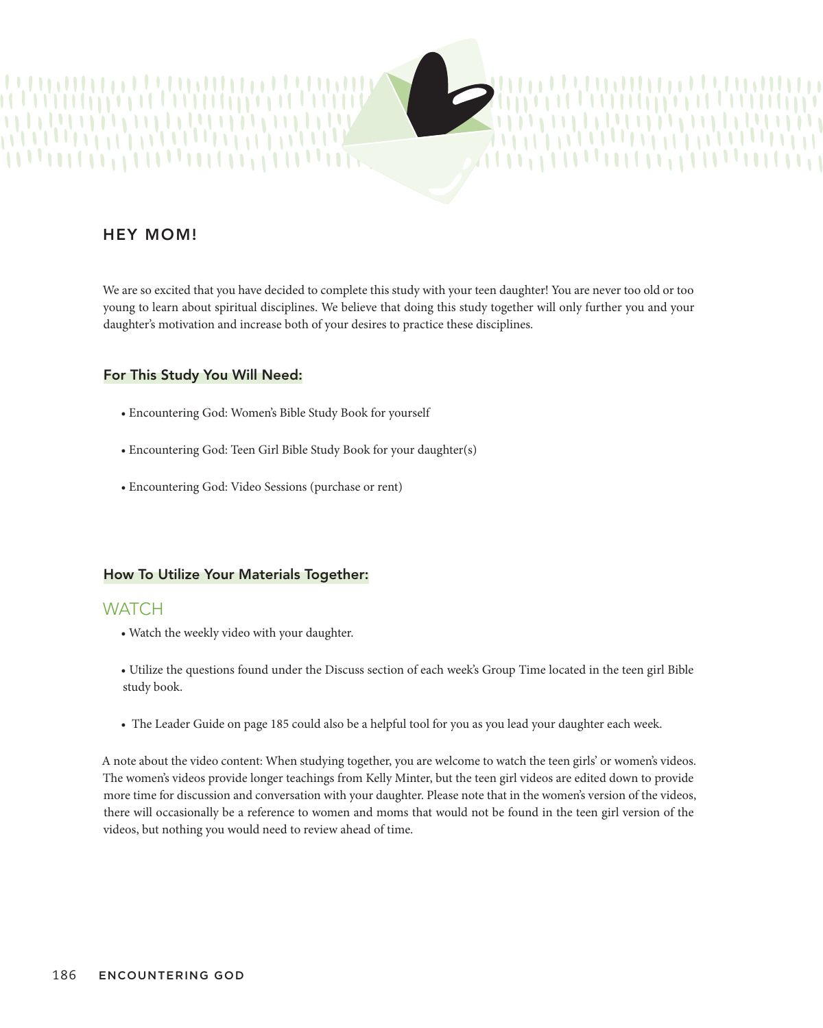## HEY MOM!

We are so excited that you have decided to complete this study with your teen daughter! You are never too old or too young to learn about spiritual disciplines. We believe that doing this study together will only further you and your daughter's motivation and increase both of your desires to practice these disciplines.

### For This Study You Will Need:

- Encountering God: Women's Bible Study Book for yourself
- Encountering God: Teen Girl Bible Study Book for your daughter(s)
- Encountering God: Video Sessions (purchase or rent)

### How To Utilize Your Materials Together:

#### WATCH

- Watch the weekly video with your daughter.
- Utilize the questions found under the Discuss section of each week's Group Time located in the teen girl Bible study book.
- The Leader Guide on page 185 could also be a helpful tool for you as you lead your daughter each week.

A note about the video content: When studying together, you are welcome to watch the teen girls' or women's videos. The women's videos provide longer teachings from Kelly Minter, but the teen girl videos are edited down to provide more time for discussion and conversation with your daughter. Please note that in the women's version of the videos, there will occasionally be a reference to women and moms that would not be found in the teen girl version of the videos, but nothing you would need to review ahead of time.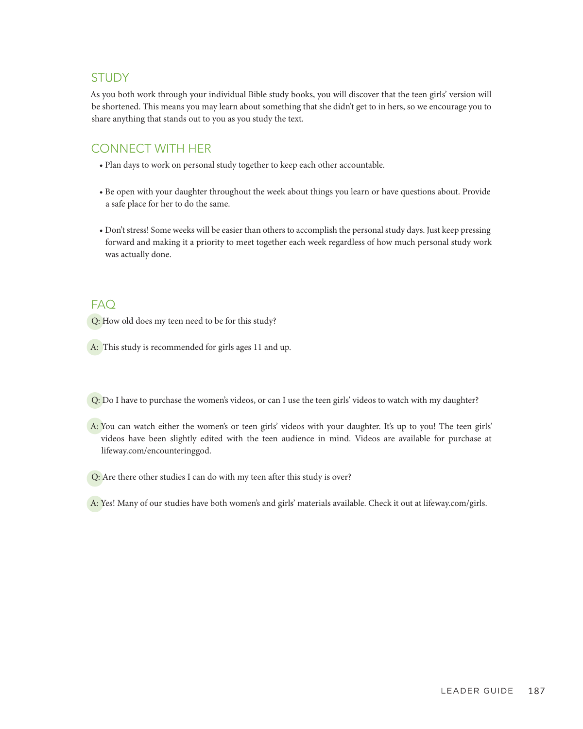## STUDY

As you both work through your individual Bible study books, you will discover that the teen girls' version will be shortened. This means you may learn about something that she didn't get to in hers, so we encourage you to share anything that stands out to you as you study the text.

## CONNECT WITH HER

- Plan days to work on personal study together to keep each other accountable.
- Be open with your daughter throughout the week about things you learn or have questions about. Provide a safe place for her to do the same.
- Don't stress! Some weeks will be easier than others to accomplish the personal study days. Just keep pressing forward and making it a priority to meet together each week regardless of how much personal study work was actually done.

## FAQ

Q: How old does my teen need to be for this study?

A: This study is recommended for girls ages 11 and up.

Q: Do I have to purchase the women's videos, or can I use the teen girls' videos to watch with my daughter?

A: You can watch either the women's or teen girls' videos with your daughter. It's up to you! The teen girls' videos have been slightly edited with the teen audience in mind. Videos are available for purchase at lifeway.com/encounteringgod.

Q: Are there other studies I can do with my teen after this study is over?

A: Yes! Many of our studies have both women's and girls' materials available. Check it out at lifeway.com/girls.